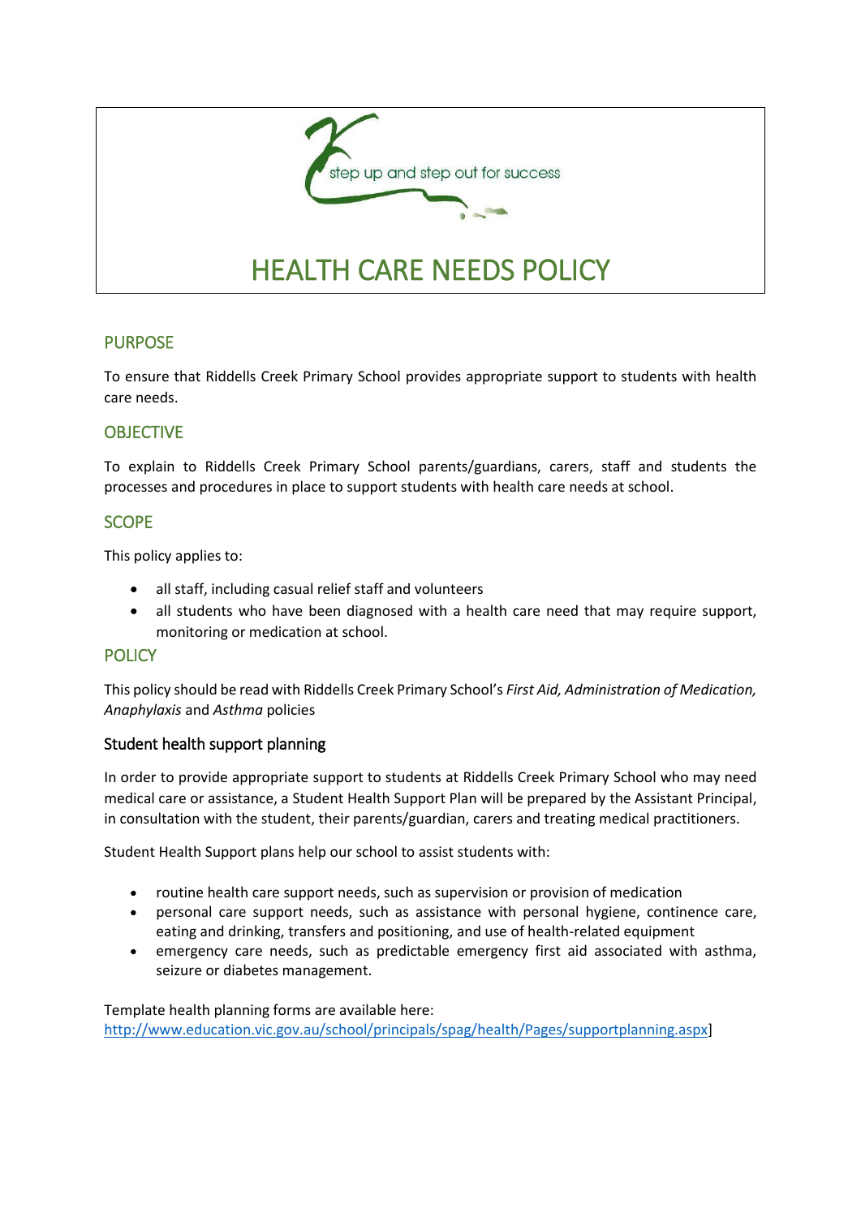step up and step out for success

# HEALTH CARE NEEDS POLICY

## PURPOSE

To ensure that Riddells Creek Primary School provides appropriate support to students with health care needs.

## OBJECTIVE

To explain to Riddells Creek Primary School parents/guardians, carers, staff and students the processes and procedures in place to support students with health care needs at school.

## SCOPE

This policy applies to:

- all staff, including casual relief staff and volunteers
- all students who have been diagnosed with a health care need that may require support, monitoring or medication at school.

## POLICY

This policy should be read with Riddells Creek Primary School's *First Aid, Administration of Medication, Anaphylaxis* and *Asthma* policies

### Student health support planning

In order to provide appropriate support to students at Riddells Creek Primary School who may need medical care or assistance, a Student Health Support Plan will be prepared by the Assistant Principal, in consultation with the student, their parents/guardian, carers and treating medical practitioners.

Student Health Support plans help our school to assist students with:

- routine health care support needs, such as supervision or provision of medication
- personal care support needs, such as assistance with personal hygiene, continence care, eating and drinking, transfers and positioning, and use of health-related equipment
- emergency care needs, such as predictable emergency first aid associated with asthma, seizure or diabetes management.

Template health planning forms are available here:
http://www.education.vic.gov.au/school/principals/spag/health/Pages/supportplanning.aspx]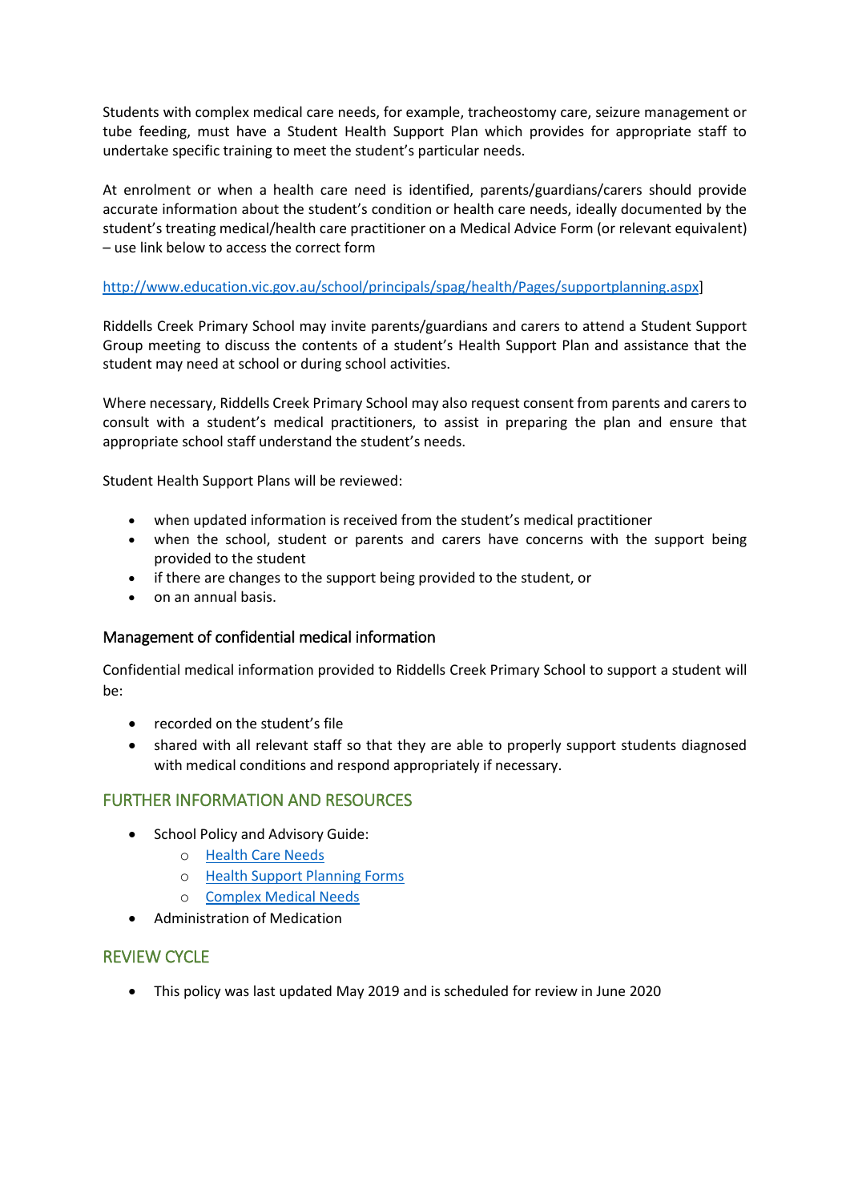Students with complex medical care needs, for example, tracheostomy care, seizure management or tube feeding, must have a Student Health Support Plan which provides for appropriate staff to undertake specific training to meet the student's particular needs.

At enrolment or when a health care need is identified, parents/guardians/carers should provide accurate information about the student's condition or health care needs, ideally documented by the student's treating medical/health care practitioner on a Medical Advice Form (or relevant equivalent) – use link below to access the correct form

http://www.education.vic.gov.au/school/principals/spag/health/Pages/supportplanning.aspx]

Riddells Creek Primary School may invite parents/guardians and carers to attend a Student Support Group meeting to discuss the contents of a student's Health Support Plan and assistance that the student may need at school or during school activities.

Where necessary, Riddells Creek Primary School may also request consent from parents and carers to consult with a student's medical practitioners, to assist in preparing the plan and ensure that appropriate school staff understand the student's needs.

Student Health Support Plans will be reviewed:

- when updated information is received from the student's medical practitioner
- when the school, student or parents and carers have concerns with the support being provided to the student
- if there are changes to the support being provided to the student, or
- on an annual basis.

### Management of confidential medical information

Confidential medical information provided to Riddells Creek Primary School to support a student will be:

- recorded on the student's file
- shared with all relevant staff so that they are able to properly support students diagnosed with medical conditions and respond appropriately if necessary.

## FURTHER INFORMATION AND RESOURCES

- School Policy and Advisory Guide:
  - Health Care Needs
  - Health Support Planning Forms
  - Complex Medical Needs
- Administration of Medication

## REVIEW CYCLE

- This policy was last updated May 2019 and is scheduled for review in June 2020